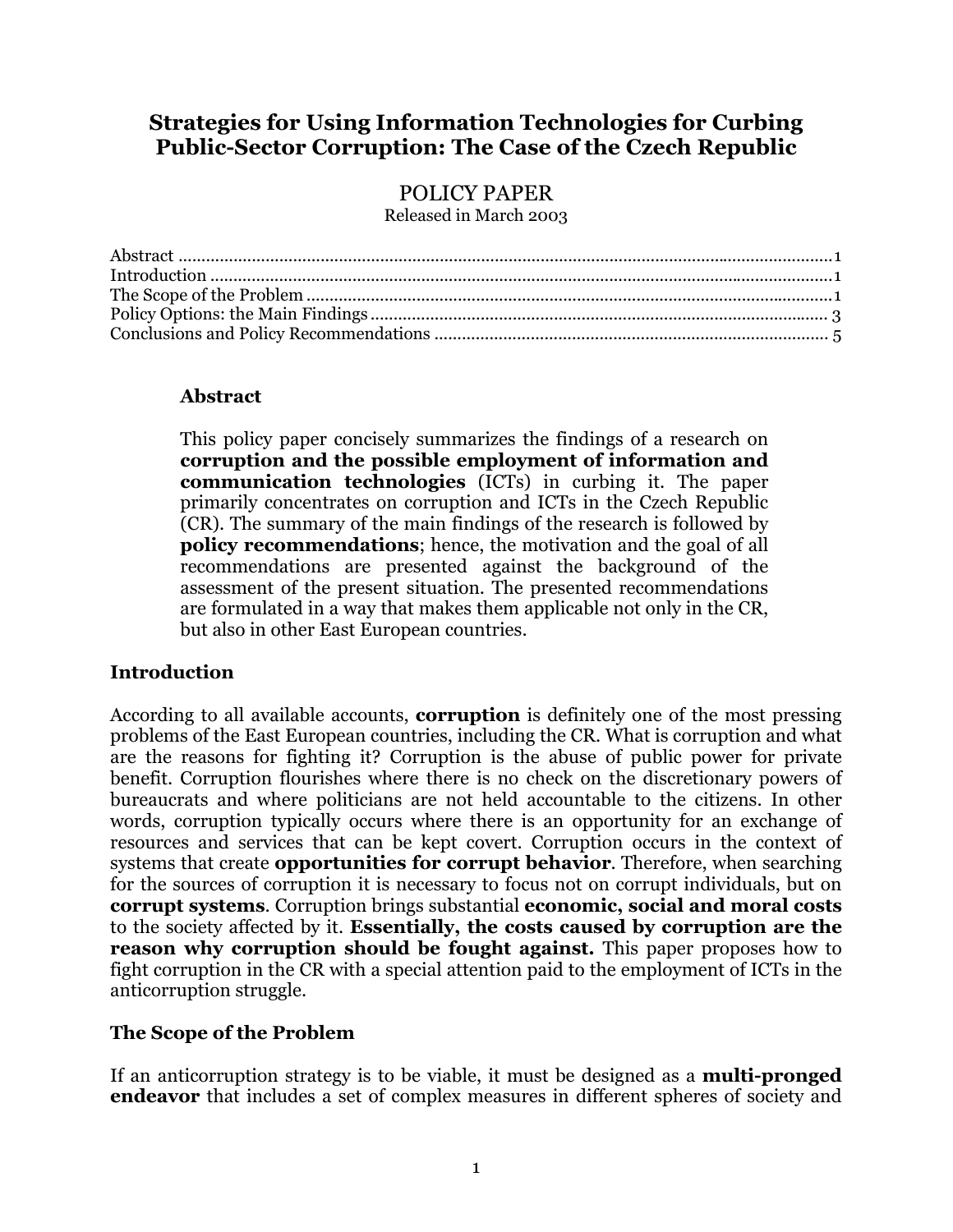# Strategies for Using Information Technologies for Curbing Public-Sector Corruption: The Case of the Czech Republic

POLICY PAPER

Released in March 2003

Abstract .......................................................................................................................................1
Introduction .................................................................................................................................1
The Scope of the Problem ............................................................................................................1
Policy Options: the Main Findings ..............................................................................................3
Conclusions and Policy Recommendations ................................................................................5

## Abstract

This policy paper concisely summarizes the findings of a research on **corruption and the possible employment of information and communication technologies** (ICTs) in curbing it. The paper primarily concentrates on corruption and ICTs in the Czech Republic (CR). The summary of the main findings of the research is followed by **policy recommendations**; hence, the motivation and the goal of all recommendations are presented against the background of the assessment of the present situation. The presented recommendations are formulated in a way that makes them applicable not only in the CR, but also in other East European countries.

## Introduction

According to all available accounts, **corruption** is definitely one of the most pressing problems of the East European countries, including the CR. What is corruption and what are the reasons for fighting it? Corruption is the abuse of public power for private benefit. Corruption flourishes where there is no check on the discretionary powers of bureaucrats and where politicians are not held accountable to the citizens. In other words, corruption typically occurs where there is an opportunity for an exchange of resources and services that can be kept covert. Corruption occurs in the context of systems that create **opportunities for corrupt behavior**. Therefore, when searching for the sources of corruption it is necessary to focus not on corrupt individuals, but on **corrupt systems**. Corruption brings substantial **economic, social and moral costs** to the society affected by it. **Essentially, the costs caused by corruption are the reason why corruption should be fought against.** This paper proposes how to fight corruption in the CR with a special attention paid to the employment of ICTs in the anticorruption struggle.

## The Scope of the Problem

If an anticorruption strategy is to be viable, it must be designed as a **multi-pronged endeavor** that includes a set of complex measures in different spheres of society and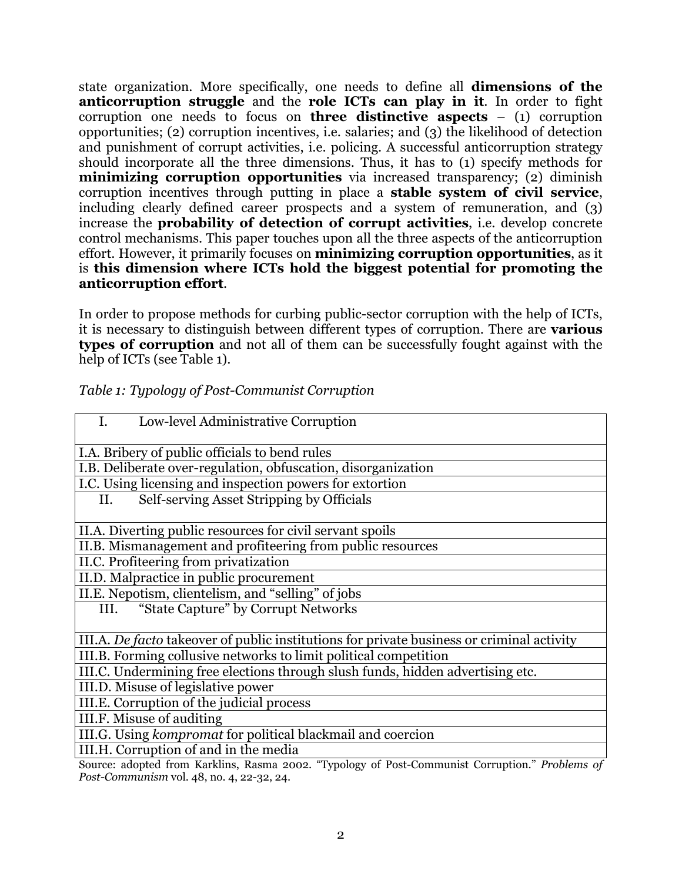state organization. More specifically, one needs to define all **dimensions of the anticorruption struggle** and the **role ICTs can play in it**. In order to fight corruption one needs to focus on **three distinctive aspects** – (1) corruption opportunities; (2) corruption incentives, i.e. salaries; and (3) the likelihood of detection and punishment of corrupt activities, i.e. policing. A successful anticorruption strategy should incorporate all the three dimensions. Thus, it has to (1) specify methods for **minimizing corruption opportunities** via increased transparency; (2) diminish corruption incentives through putting in place a **stable system of civil service**, including clearly defined career prospects and a system of remuneration, and (3) increase the **probability of detection of corrupt activities**, i.e. develop concrete control mechanisms. This paper touches upon all the three aspects of the anticorruption effort. However, it primarily focuses on **minimizing corruption opportunities**, as it is **this dimension where ICTs hold the biggest potential for promoting the anticorruption effort**.

In order to propose methods for curbing public-sector corruption with the help of ICTs, it is necessary to distinguish between different types of corruption. There are **various types of corruption** and not all of them can be successfully fought against with the help of ICTs (see Table 1).

*Table 1: Typology of Post-Communist Corruption*

| I. Low-level Administrative Corruption |
|---|
| I.A. Bribery of public officials to bend rules |
| I.B. Deliberate over-regulation, obfuscation, disorganization |
| I.C. Using licensing and inspection powers for extortion |
| II. Self-serving Asset Stripping by Officials |
| II.A. Diverting public resources for civil servant spoils |
| II.B. Mismanagement and profiteering from public resources |
| II.C. Profiteering from privatization |
| II.D. Malpractice in public procurement |
| II.E. Nepotism, clientelism, and "selling" of jobs |
| III. "State Capture" by Corrupt Networks |
| III.A. *De facto* takeover of public institutions for private business or criminal activity |
| III.B. Forming collusive networks to limit political competition |
| III.C. Undermining free elections through slush funds, hidden advertising etc. |
| III.D. Misuse of legislative power |
| III.E. Corruption of the judicial process |
| III.F. Misuse of auditing |
| III.G. Using *kompromat* for political blackmail and coercion |
| III.H. Corruption of and in the media |

Source: adopted from Karklins, Rasma 2002. "Typology of Post-Communist Corruption." *Problems of Post-Communism* vol. 48, no. 4, 22-32, 24.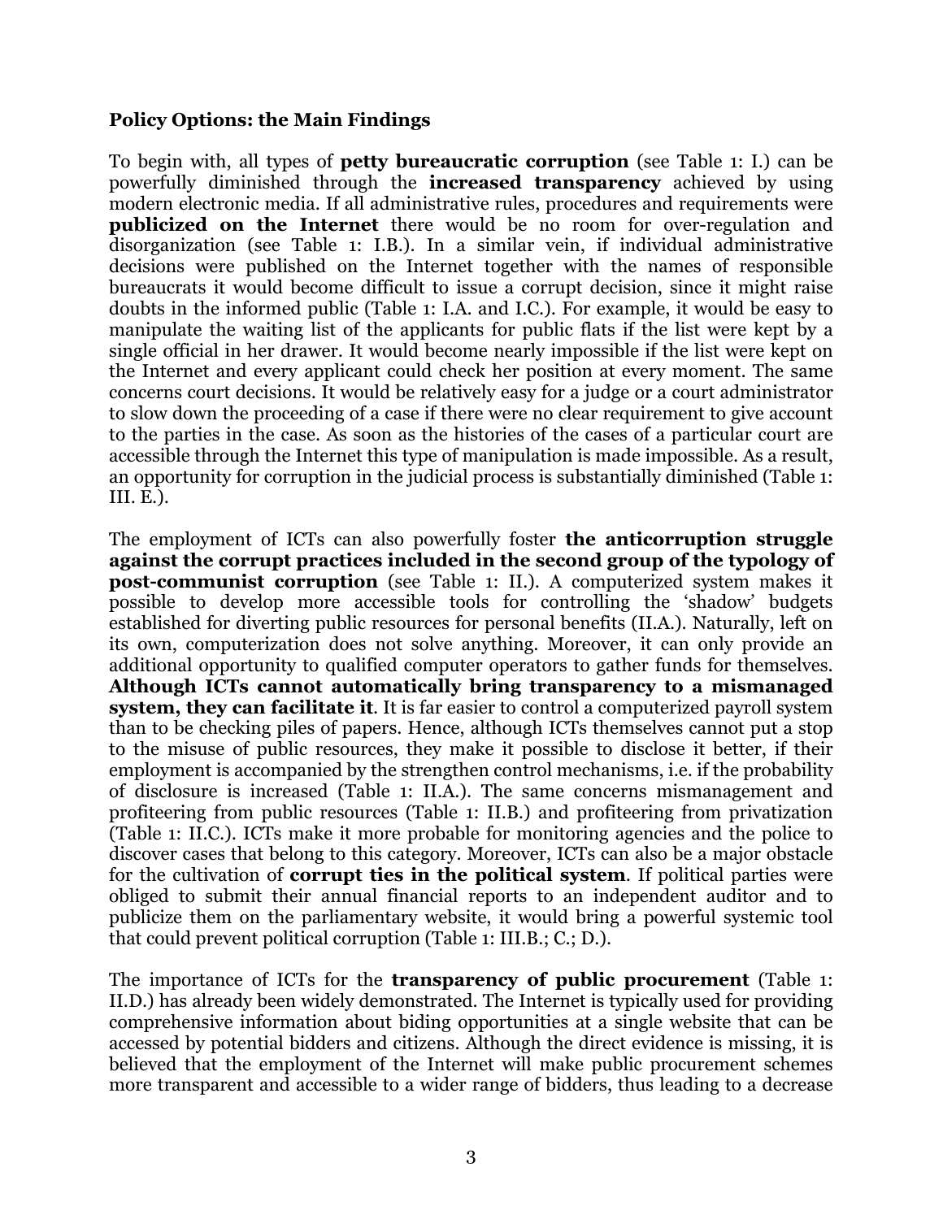**Policy Options: the Main Findings**

To begin with, all types of **petty bureaucratic corruption** (see Table 1: I.) can be powerfully diminished through the **increased transparency** achieved by using modern electronic media. If all administrative rules, procedures and requirements were **publicized on the Internet** there would be no room for over-regulation and disorganization (see Table 1: I.B.). In a similar vein, if individual administrative decisions were published on the Internet together with the names of responsible bureaucrats it would become difficult to issue a corrupt decision, since it might raise doubts in the informed public (Table 1: I.A. and I.C.). For example, it would be easy to manipulate the waiting list of the applicants for public flats if the list were kept by a single official in her drawer. It would become nearly impossible if the list were kept on the Internet and every applicant could check her position at every moment. The same concerns court decisions. It would be relatively easy for a judge or a court administrator to slow down the proceeding of a case if there were no clear requirement to give account to the parties in the case. As soon as the histories of the cases of a particular court are accessible through the Internet this type of manipulation is made impossible. As a result, an opportunity for corruption in the judicial process is substantially diminished (Table 1: III. E.).

The employment of ICTs can also powerfully foster **the anticorruption struggle against the corrupt practices included in the second group of the typology of post-communist corruption** (see Table 1: II.). A computerized system makes it possible to develop more accessible tools for controlling the 'shadow' budgets established for diverting public resources for personal benefits (II.A.). Naturally, left on its own, computerization does not solve anything. Moreover, it can only provide an additional opportunity to qualified computer operators to gather funds for themselves. **Although ICTs cannot automatically bring transparency to a mismanaged system, they can facilitate it**. It is far easier to control a computerized payroll system than to be checking piles of papers. Hence, although ICTs themselves cannot put a stop to the misuse of public resources, they make it possible to disclose it better, if their employment is accompanied by the strengthen control mechanisms, i.e. if the probability of disclosure is increased (Table 1: II.A.). The same concerns mismanagement and profiteering from public resources (Table 1: II.B.) and profiteering from privatization (Table 1: II.C.). ICTs make it more probable for monitoring agencies and the police to discover cases that belong to this category. Moreover, ICTs can also be a major obstacle for the cultivation of **corrupt ties in the political system**. If political parties were obliged to submit their annual financial reports to an independent auditor and to publicize them on the parliamentary website, it would bring a powerful systemic tool that could prevent political corruption (Table 1: III.B.; C.; D.).

The importance of ICTs for the **transparency of public procurement** (Table 1: II.D.) has already been widely demonstrated. The Internet is typically used for providing comprehensive information about biding opportunities at a single website that can be accessed by potential bidders and citizens. Although the direct evidence is missing, it is believed that the employment of the Internet will make public procurement schemes more transparent and accessible to a wider range of bidders, thus leading to a decrease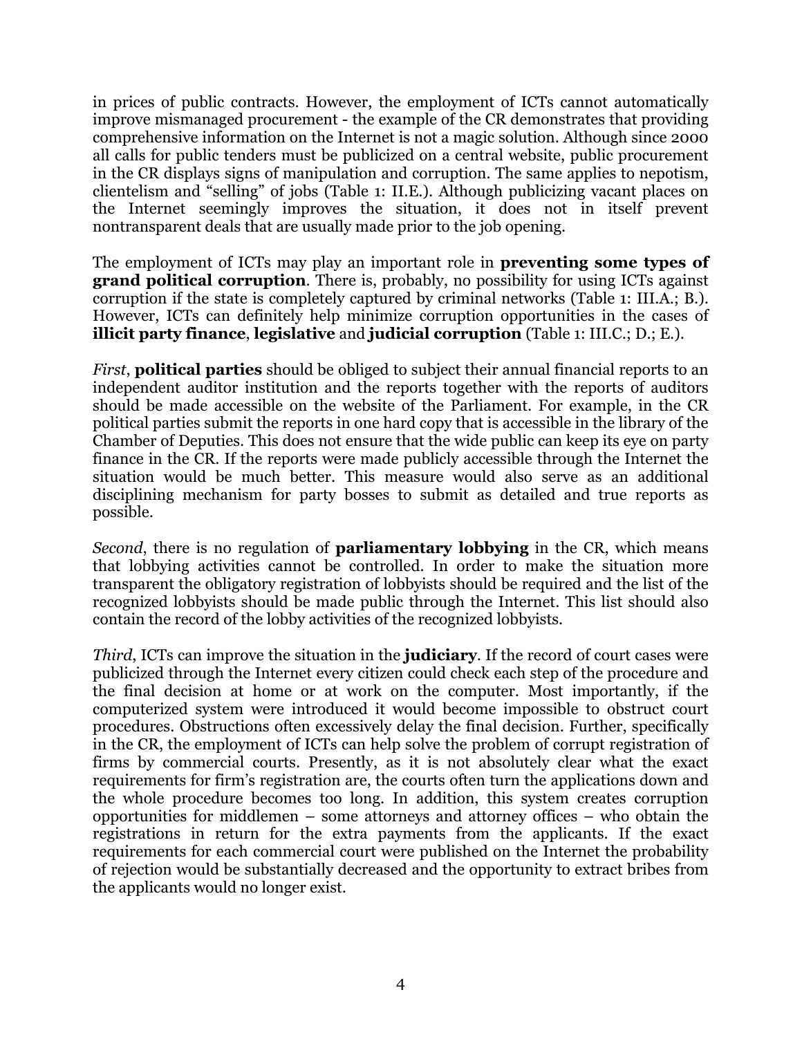in prices of public contracts. However, the employment of ICTs cannot automatically improve mismanaged procurement - the example of the CR demonstrates that providing comprehensive information on the Internet is not a magic solution. Although since 2000 all calls for public tenders must be publicized on a central website, public procurement in the CR displays signs of manipulation and corruption. The same applies to nepotism, clientelism and "selling" of jobs (Table 1: II.E.). Although publicizing vacant places on the Internet seemingly improves the situation, it does not in itself prevent nontransparent deals that are usually made prior to the job opening.

The employment of ICTs may play an important role in **preventing some types of grand political corruption**. There is, probably, no possibility for using ICTs against corruption if the state is completely captured by criminal networks (Table 1: III.A.; B.). However, ICTs can definitely help minimize corruption opportunities in the cases of **illicit party finance**, **legislative** and **judicial corruption** (Table 1: III.C.; D.; E.).

*First*, **political parties** should be obliged to subject their annual financial reports to an independent auditor institution and the reports together with the reports of auditors should be made accessible on the website of the Parliament. For example, in the CR political parties submit the reports in one hard copy that is accessible in the library of the Chamber of Deputies. This does not ensure that the wide public can keep its eye on party finance in the CR. If the reports were made publicly accessible through the Internet the situation would be much better. This measure would also serve as an additional disciplining mechanism for party bosses to submit as detailed and true reports as possible.

*Second*, there is no regulation of **parliamentary lobbying** in the CR, which means that lobbying activities cannot be controlled. In order to make the situation more transparent the obligatory registration of lobbyists should be required and the list of the recognized lobbyists should be made public through the Internet. This list should also contain the record of the lobby activities of the recognized lobbyists.

*Third*, ICTs can improve the situation in the **judiciary**. If the record of court cases were publicized through the Internet every citizen could check each step of the procedure and the final decision at home or at work on the computer. Most importantly, if the computerized system were introduced it would become impossible to obstruct court procedures. Obstructions often excessively delay the final decision. Further, specifically in the CR, the employment of ICTs can help solve the problem of corrupt registration of firms by commercial courts. Presently, as it is not absolutely clear what the exact requirements for firm's registration are, the courts often turn the applications down and the whole procedure becomes too long. In addition, this system creates corruption opportunities for middlemen – some attorneys and attorney offices – who obtain the registrations in return for the extra payments from the applicants. If the exact requirements for each commercial court were published on the Internet the probability of rejection would be substantially decreased and the opportunity to extract bribes from the applicants would no longer exist.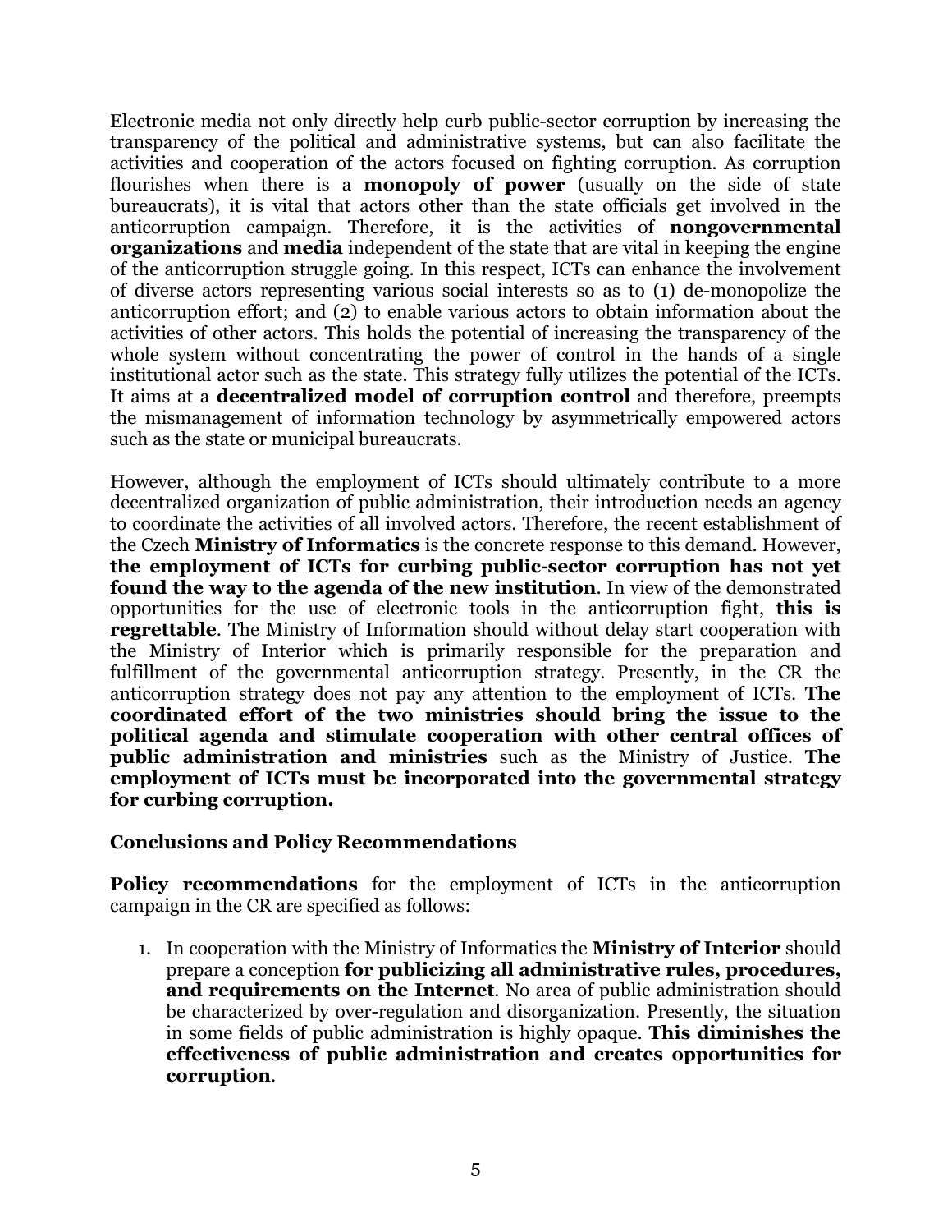Electronic media not only directly help curb public-sector corruption by increasing the transparency of the political and administrative systems, but can also facilitate the activities and cooperation of the actors focused on fighting corruption. As corruption flourishes when there is a **monopoly of power** (usually on the side of state bureaucrats), it is vital that actors other than the state officials get involved in the anticorruption campaign. Therefore, it is the activities of **nongovernmental organizations** and **media** independent of the state that are vital in keeping the engine of the anticorruption struggle going. In this respect, ICTs can enhance the involvement of diverse actors representing various social interests so as to (1) de-monopolize the anticorruption effort; and (2) to enable various actors to obtain information about the activities of other actors. This holds the potential of increasing the transparency of the whole system without concentrating the power of control in the hands of a single institutional actor such as the state. This strategy fully utilizes the potential of the ICTs. It aims at a **decentralized model of corruption control** and therefore, preempts the mismanagement of information technology by asymmetrically empowered actors such as the state or municipal bureaucrats.

However, although the employment of ICTs should ultimately contribute to a more decentralized organization of public administration, their introduction needs an agency to coordinate the activities of all involved actors. Therefore, the recent establishment of the Czech **Ministry of Informatics** is the concrete response to this demand. However, **the employment of ICTs for curbing public-sector corruption has not yet found the way to the agenda of the new institution**. In view of the demonstrated opportunities for the use of electronic tools in the anticorruption fight, **this is regrettable**. The Ministry of Information should without delay start cooperation with the Ministry of Interior which is primarily responsible for the preparation and fulfillment of the governmental anticorruption strategy. Presently, in the CR the anticorruption strategy does not pay any attention to the employment of ICTs. **The coordinated effort of the two ministries should bring the issue to the political agenda and stimulate cooperation with other central offices of public administration and ministries** such as the Ministry of Justice. **The employment of ICTs must be incorporated into the governmental strategy for curbing corruption.**

## Conclusions and Policy Recommendations

**Policy recommendations** for the employment of ICTs in the anticorruption campaign in the CR are specified as follows:

1. In cooperation with the Ministry of Informatics the **Ministry of Interior** should prepare a conception **for publicizing all administrative rules, procedures, and requirements on the Internet**. No area of public administration should be characterized by over-regulation and disorganization. Presently, the situation in some fields of public administration is highly opaque. **This diminishes the effectiveness of public administration and creates opportunities for corruption**.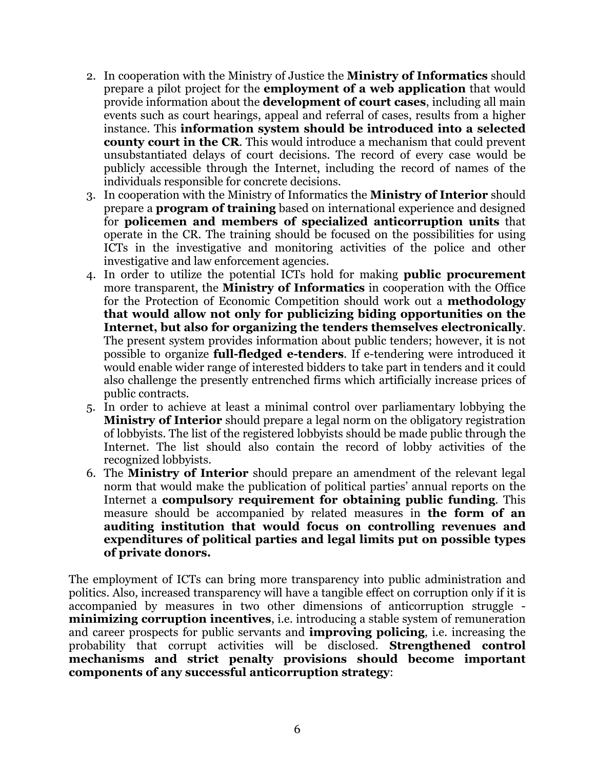2. In cooperation with the Ministry of Justice the **Ministry of Informatics** should prepare a pilot project for the **employment of a web application** that would provide information about the **development of court cases**, including all main events such as court hearings, appeal and referral of cases, results from a higher instance. This **information system should be introduced into a selected county court in the CR**. This would introduce a mechanism that could prevent unsubstantiated delays of court decisions. The record of every case would be publicly accessible through the Internet, including the record of names of the individuals responsible for concrete decisions.
3. In cooperation with the Ministry of Informatics the **Ministry of Interior** should prepare a **program of training** based on international experience and designed for **policemen and members of specialized anticorruption units** that operate in the CR. The training should be focused on the possibilities for using ICTs in the investigative and monitoring activities of the police and other investigative and law enforcement agencies.
4. In order to utilize the potential ICTs hold for making **public procurement** more transparent, the **Ministry of Informatics** in cooperation with the Office for the Protection of Economic Competition should work out a **methodology that would allow not only for publicizing biding opportunities on the Internet, but also for organizing the tenders themselves electronically**. The present system provides information about public tenders; however, it is not possible to organize **full-fledged e-tenders**. If e-tendering were introduced it would enable wider range of interested bidders to take part in tenders and it could also challenge the presently entrenched firms which artificially increase prices of public contracts.
5. In order to achieve at least a minimal control over parliamentary lobbying the **Ministry of Interior** should prepare a legal norm on the obligatory registration of lobbyists. The list of the registered lobbyists should be made public through the Internet. The list should also contain the record of lobby activities of the recognized lobbyists.
6. The **Ministry of Interior** should prepare an amendment of the relevant legal norm that would make the publication of political parties' annual reports on the Internet a **compulsory requirement for obtaining public funding**. This measure should be accompanied by related measures in **the form of an auditing institution that would focus on controlling revenues and expenditures of political parties and legal limits put on possible types of private donors.**

The employment of ICTs can bring more transparency into public administration and politics. Also, increased transparency will have a tangible effect on corruption only if it is accompanied by measures in two other dimensions of anticorruption struggle - **minimizing corruption incentives**, i.e. introducing a stable system of remuneration and career prospects for public servants and **improving policing**, i.e. increasing the probability that corrupt activities will be disclosed. **Strengthened control mechanisms and strict penalty provisions should become important components of any successful anticorruption strategy**: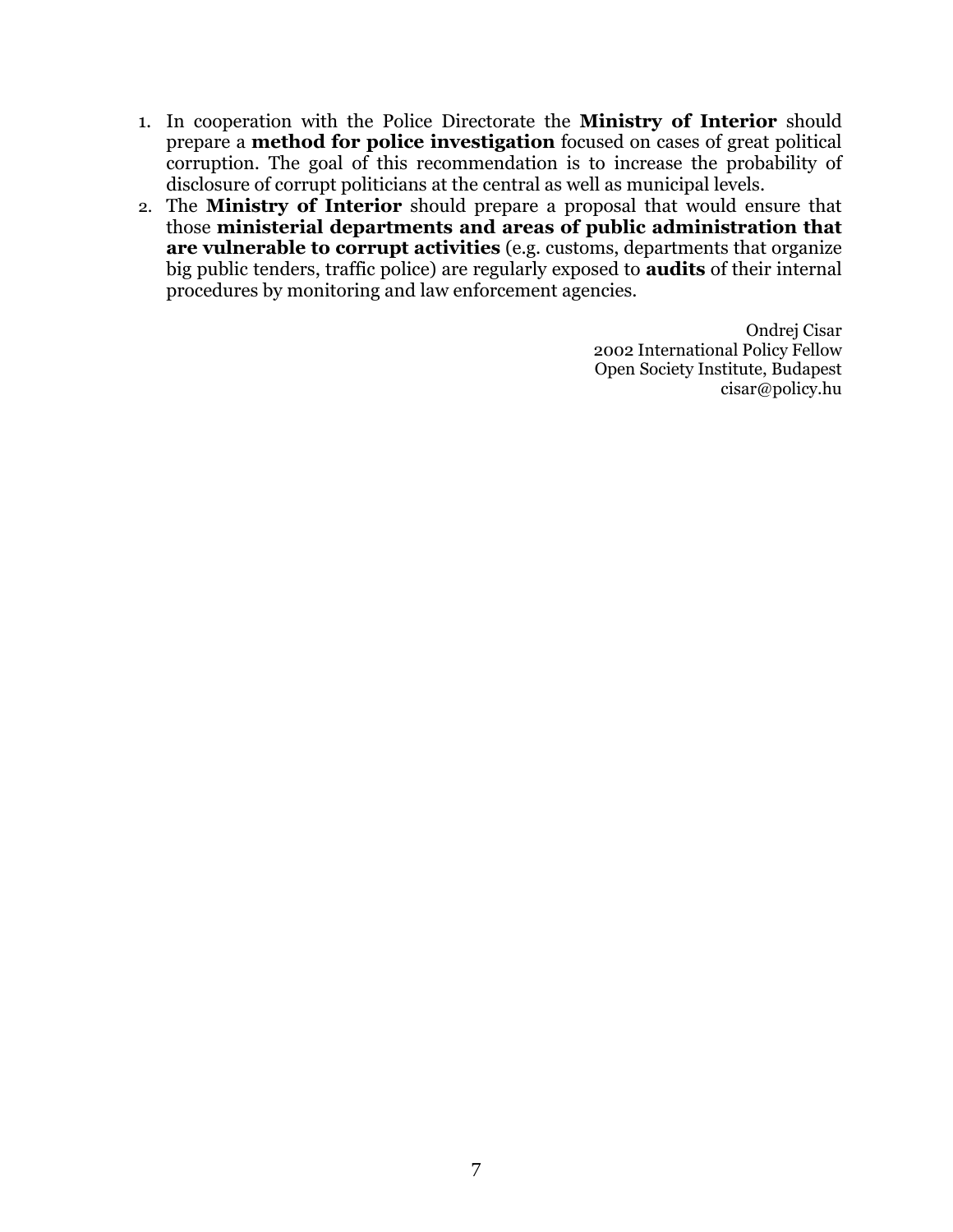1. In cooperation with the Police Directorate the **Ministry of Interior** should prepare a **method for police investigation** focused on cases of great political corruption. The goal of this recommendation is to increase the probability of disclosure of corrupt politicians at the central as well as municipal levels.
2. The **Ministry of Interior** should prepare a proposal that would ensure that those **ministerial departments and areas of public administration that are vulnerable to corrupt activities** (e.g. customs, departments that organize big public tenders, traffic police) are regularly exposed to **audits** of their internal procedures by monitoring and law enforcement agencies.

Ondrej Cisar
2002 International Policy Fellow
Open Society Institute, Budapest
cisar@policy.hu